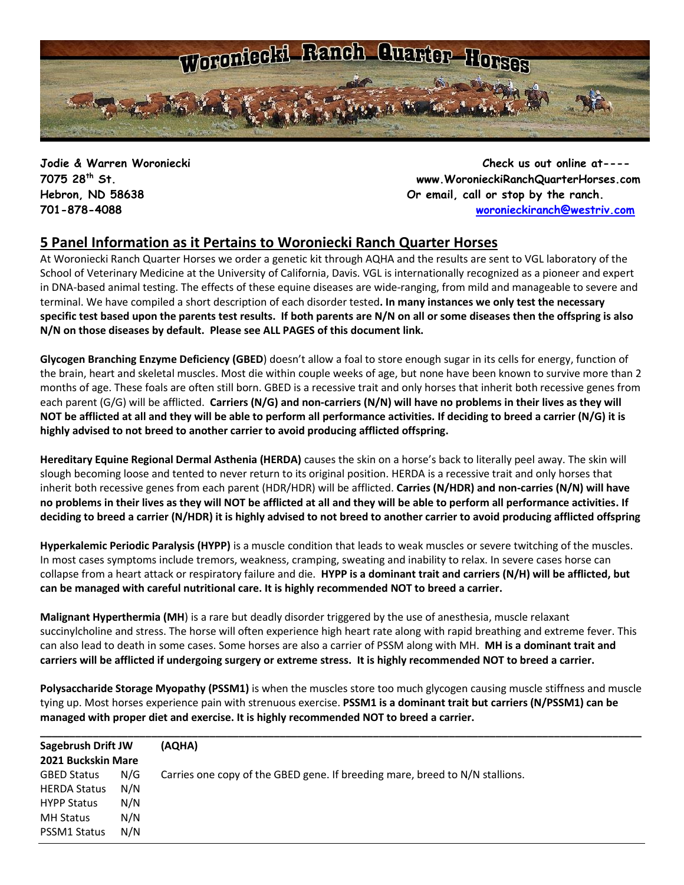# Woroniecki Ranch Quarter Horses

**Jodie & Warren Woroniecki**
**7075 28th St.**
**Hebron, ND 58638**
**701-878-4088**

**Check us out online at----**
**www.WoronieckiRanchQuarterHorses.com**
**Or email, call or stop by the ranch.**
**woronieckiranch@westriv.com**

## 5 Panel Information as it Pertains to Woroniecki Ranch Quarter Horses

At Woroniecki Ranch Quarter Horses we order a genetic kit through AQHA and the results are sent to VGL laboratory of the School of Veterinary Medicine at the University of California, Davis. VGL is internationally recognized as a pioneer and expert in DNA-based animal testing. The effects of these equine diseases are wide-ranging, from mild and manageable to severe and terminal. We have compiled a short description of each disorder tested**. In many instances we only test the necessary specific test based upon the parents test results. If both parents are N/N on all or some diseases then the offspring is also N/N on those diseases by default. Please see ALL PAGES of this document link.**

**Glycogen Branching Enzyme Deficiency (GBED**) doesn't allow a foal to store enough sugar in its cells for energy, function of the brain, heart and skeletal muscles. Most die within couple weeks of age, but none have been known to survive more than 2 months of age. These foals are often still born. GBED is a recessive trait and only horses that inherit both recessive genes from each parent (G/G) will be afflicted. **Carriers (N/G) and non-carriers (N/N) will have no problems in their lives as they will NOT be afflicted at all and they will be able to perform all performance activities. If deciding to breed a carrier (N/G) it is highly advised to not breed to another carrier to avoid producing afflicted offspring.**

**Hereditary Equine Regional Dermal Asthenia (HERDA)** causes the skin on a horse's back to literally peel away. The skin will slough becoming loose and tented to never return to its original position. HERDA is a recessive trait and only horses that inherit both recessive genes from each parent (HDR/HDR) will be afflicted. **Carries (N/HDR) and non-carries (N/N) will have no problems in their lives as they will NOT be afflicted at all and they will be able to perform all performance activities. If deciding to breed a carrier (N/HDR) it is highly advised to not breed to another carrier to avoid producing afflicted offspring**

**Hyperkalemic Periodic Paralysis (HYPP)** is a muscle condition that leads to weak muscles or severe twitching of the muscles. In most cases symptoms include tremors, weakness, cramping, sweating and inability to relax. In severe cases horse can collapse from a heart attack or respiratory failure and die. **HYPP is a dominant trait and carriers (N/H) will be afflicted, but can be managed with careful nutritional care. It is highly recommended NOT to breed a carrier.**

**Malignant Hyperthermia (MH**) is a rare but deadly disorder triggered by the use of anesthesia, muscle relaxant succinylcholine and stress. The horse will often experience high heart rate along with rapid breathing and extreme fever. This can also lead to death in some cases. Some horses are also a carrier of PSSM along with MH. **MH is a dominant trait and carriers will be afflicted if undergoing surgery or extreme stress. It is highly recommended NOT to breed a carrier.**

**Polysaccharide Storage Myopathy (PSSM1)** is when the muscles store too much glycogen causing muscle stiffness and muscle tying up. Most horses experience pain with strenuous exercise. **PSSM1 is a dominant trait but carriers (N/PSSM1) can be managed with proper diet and exercise. It is highly recommended NOT to breed a carrier.**

---

**Sagebrush Drift JW** **(AQHA)**
**2021 Buckskin Mare**

| | | |
|---|---|---|
| GBED Status | N/G | Carries one copy of the GBED gene. If breeding mare, breed to N/N stallions. |
| HERDA Status | N/N | |
| HYPP Status | N/N | |
| MH Status | N/N | |
| PSSM1 Status | N/N | |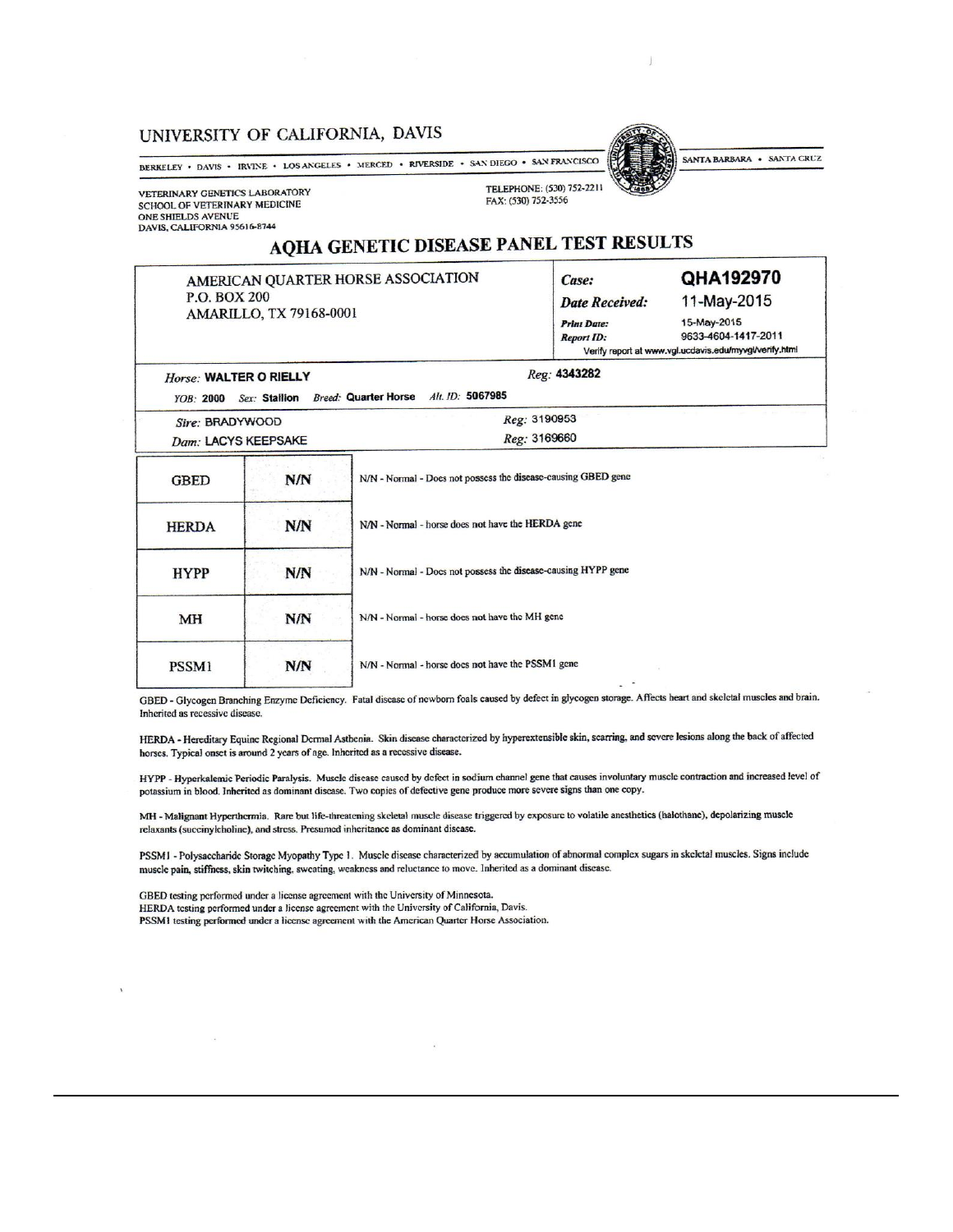UNIVERSITY OF CALIFORNIA, DAVIS

BERKELEY • DAVIS • IRVINE • LOS ANGELES • MERCED • RIVERSIDE • SAN DIEGO • SAN FRANCISCO    SANTA BARBARA • SANTA CRUZ

VETERINARY GENETICS LABORATORY
SCHOOL OF VETERINARY MEDICINE
ONE SHIELDS AVENUE
DAVIS, CALIFORNIA 95616-8744

TELEPHONE: (530) 752-2211
FAX: (530) 752-3556

# AQHA GENETIC DISEASE PANEL TEST RESULTS

AMERICAN QUARTER HORSE ASSOCIATION
P.O. BOX 200
AMARILLO, TX 79168-0001

**Case:** QHA192970
**Date Received:** 11-May-2015
**Print Date:** 15-May-2015
**Report ID:** 9633-4604-1417-2011
Verify report at www.vgl.ucdavis.edu/myvgl/verify.html

*Horse:* **WALTER O RIELLY**    *Reg:* **4343282**
*YOB:* **2000**  *Sex:* **Stallion**  *Breed:* **Quarter Horse**  *Alt. ID:* **5067985**

*Sire:* BRADYWOOD    *Reg:* 3190953
*Dam:* LACYS KEEPSAKE    *Reg:* 3169660

| Test | Result | Interpretation |
|---|---|---|
| GBED | N/N | N/N - Normal - Does not possess the disease-causing GBED gene |
| HERDA | N/N | N/N - Normal - horse does not have the HERDA gene |
| HYPP | N/N | N/N - Normal - Does not possess the disease-causing HYPP gene |
| MH | N/N | N/N - Normal - horse does not have the MH gene |
| PSSM1 | N/N | N/N - Normal - horse does not have the PSSM1 gene |

GBED - Glycogen Branching Enzyme Deficiency. Fatal disease of newborn foals caused by defect in glycogen storage. Affects heart and skeletal muscles and brain. Inherited as recessive disease.

HERDA - Hereditary Equine Regional Dermal Asthenia. Skin disease characterized by hyperextensible skin, scarring, and severe lesions along the back of affected horses. Typical onset is around 2 years of age. Inherited as a recessive disease.

HYPP - Hyperkalemic Periodic Paralysis. Muscle disease caused by defect in sodium channel gene that causes involuntary muscle contraction and increased level of potassium in blood. Inherited as dominant disease. Two copies of defective gene produce more severe signs than one copy.

MH - Malignant Hyperthermia. Rare but life-threatening skeletal muscle disease triggered by exposure to volatile anesthetics (halothane), depolarizing muscle relaxants (succinylcholine), and stress. Presumed inheritance as dominant disease.

PSSM1 - Polysaccharide Storage Myopathy Type 1. Muscle disease characterized by accumulation of abnormal complex sugars in skeletal muscles. Signs include muscle pain, stiffness, skin twitching, sweating, weakness and reluctance to move. Inherited as a dominant disease.

GBED testing performed under a license agreement with the University of Minnesota.
HERDA testing performed under a license agreement with the University of California, Davis.
PSSM1 testing performed under a license agreement with the American Quarter Horse Association.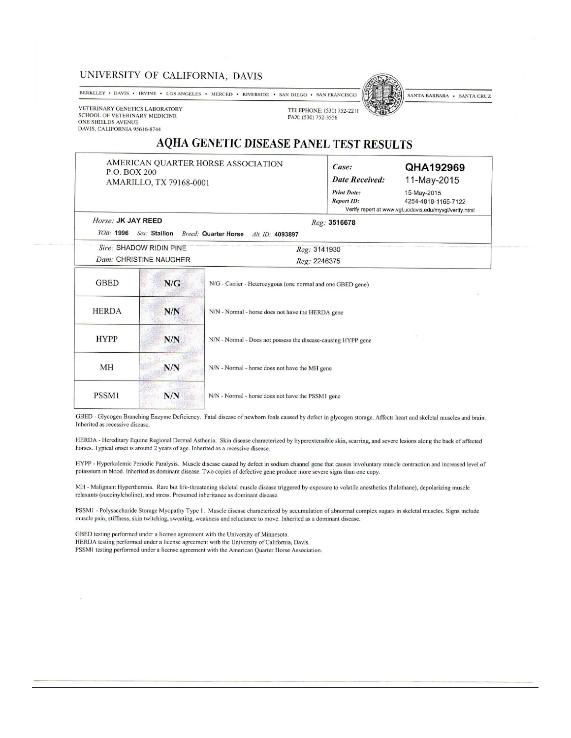UNIVERSITY OF CALIFORNIA, DAVIS

BERKELEY • DAVIS • IRVINE • LOS ANGELES • MERCED • RIVERSIDE • SAN DIEGO • SAN FRANCISCO SANTA BARBARA • SANTA CRUZ

VETERINARY GENETICS LABORATORY
SCHOOL OF VETERINARY MEDICINE
ONE SHIELDS AVENUE
DAVIS, CALIFORNIA 95616-8744

TELEPHONE: (530) 752-2211
FAX: (530) 752-3556

# AQHA GENETIC DISEASE PANEL TEST RESULTS

AMERICAN QUARTER HORSE ASSOCIATION
P.O. BOX 200
AMARILLO, TX 79168-0001

*Case:* **QHA192969**
*Date Received:* 11-May-2015
*Print Date:* 15-May-2015
*Report ID:* 4254-4818-1165-7122
Verify report at www.vgl.ucdavis.edu/myvgl/verify.html

*Horse:* **JK JAY REED** *Reg:* **3516678**

*YOB:* **1996** *Sex:* **Stallion** *Breed:* **Quarter Horse** *Alt. ID:* **4093897**

*Sire:* SHADOW RIDIN PINE *Reg:* 3141930
*Dam:* CHRISTINE NAUGHER *Reg:* 2246375

| Test | Result | Interpretation |
|---|---|---|
| GBED | N/G | N/G - Carrier - Heterozygous (one normal and one GBED gene) |
| HERDA | N/N | N/N - Normal - horse does not have the HERDA gene |
| HYPP | N/N | N/N - Normal - Does not possess the disease-causing HYPP gene |
| MH | N/N | N/N - Normal - horse does not have the MH gene |
| PSSM1 | N/N | N/N - Normal - horse does not have the PSSM1 gene |

GBED - Glycogen Branching Enzyme Deficiency. Fatal disease of newborn foals caused by defect in glycogen storage. Affects heart and skeletal muscles and brain. Inherited as recessive disease.

HERDA - Hereditary Equine Regional Dermal Asthenia. Skin disease characterized by hyperextensible skin, scarring, and severe lesions along the back of affected horses. Typical onset is around 2 years of age. Inherited as a recessive disease.

HYPP - Hyperkalemic Periodic Paralysis. Muscle disease caused by defect in sodium channel gene that causes involuntary muscle contraction and increased level of potassium in blood. Inherited as dominant disease. Two copies of defective gene produce more severe signs than one copy.

MH - Malignant Hyperthermia. Rare but life-threatening skeletal muscle disease triggered by exposure to volatile anesthetics (halothane), depolarizing muscle relaxants (succinylcholine), and stress. Presumed inheritance as dominant disease.

PSSM1 - Polysaccharide Storage Myopathy Type 1. Muscle disease characterized by accumulation of abnormal complex sugars in skeletal muscles. Signs include muscle pain, stiffness, skin twitching, sweating, weakness and reluctance to move. Inherited as a dominant disease.

GBED testing performed under a license agreement with the University of Minnesota.
HERDA testing performed under a license agreement with the University of California, Davis.
PSSM1 testing performed under a license agreement with the American Quarter Horse Association.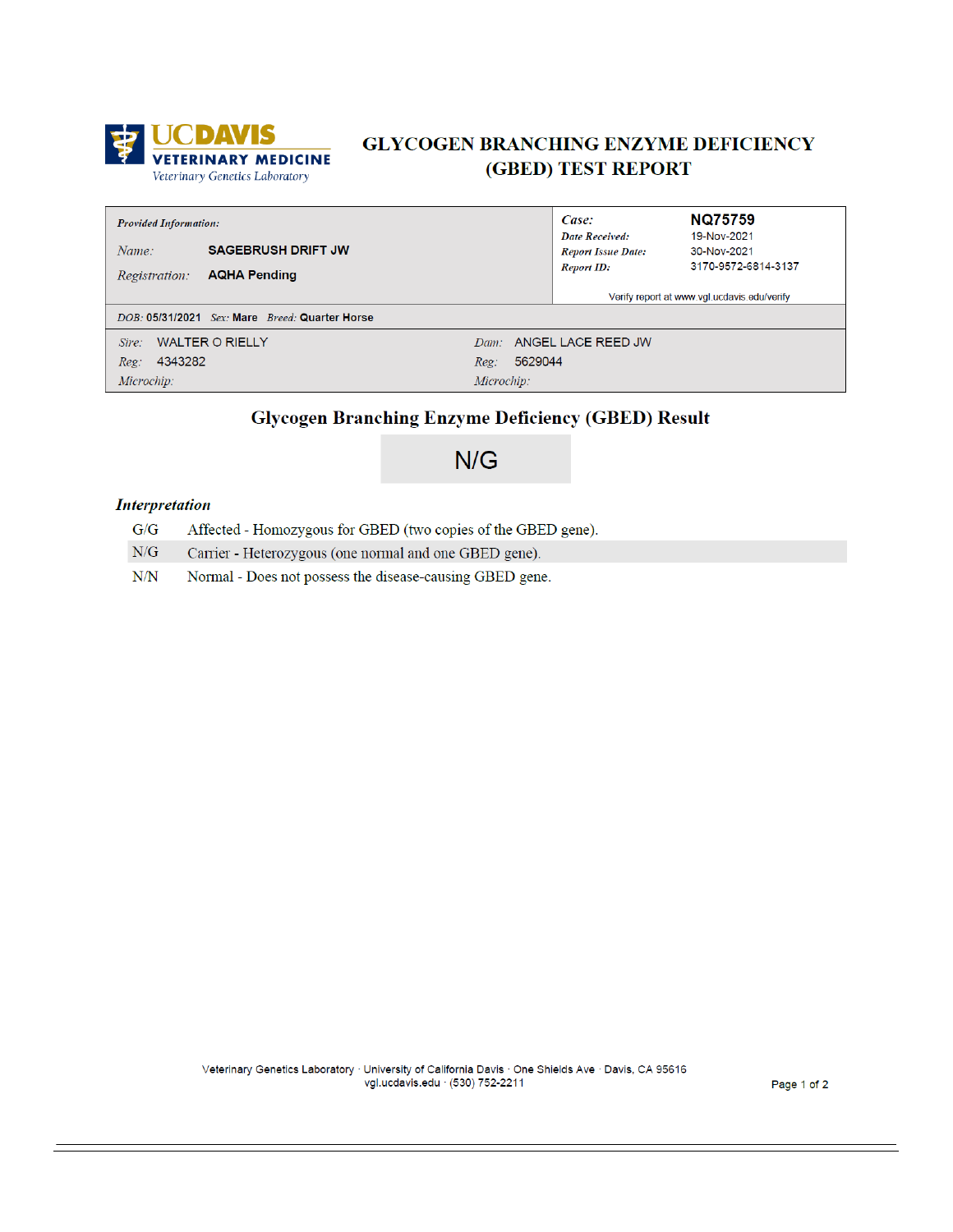UCDAVIS
VETERINARY MEDICINE
Veterinary Genetics Laboratory

# GLYCOGEN BRANCHING ENZYME DEFICIENCY (GBED) TEST REPORT

| | | | |
|---|---|---|---|
| *Provided Information:* | | *Case:* | **NQ75759** |
| *Name:* | **SAGEBRUSH DRIFT JW** | *Date Received:* | 19-Nov-2021 |
| *Registration:* | **AQHA Pending** | *Report Issue Date:* | 30-Nov-2021 |
| | | *Report ID:* | 3170-9572-6814-3137 |
| | | Verify report at www.vgl.ucdavis.edu/verify | |

*DOB:* **05/31/2021** *Sex:* **Mare** *Breed:* **Quarter Horse**

| | | | |
|---|---|---|---|
| *Sire:* | WALTER O RIELLY | *Dam:* | ANGEL LACE REED JW |
| *Reg:* | 4343282 | *Reg:* | 5629044 |
| *Microchip:* | | *Microchip:* | |

## Glycogen Branching Enzyme Deficiency (GBED) Result

**N/G**

### *Interpretation*

| | |
|---|---|
| G/G | Affected - Homozygous for GBED (two copies of the GBED gene). |
| N/G | Carrier - Heterozygous (one normal and one GBED gene). |
| N/N | Normal - Does not possess the disease-causing GBED gene. |

Veterinary Genetics Laboratory · University of California Davis · One Shields Ave · Davis, CA 95616
vgl.ucdavis.edu · (530) 752-2211